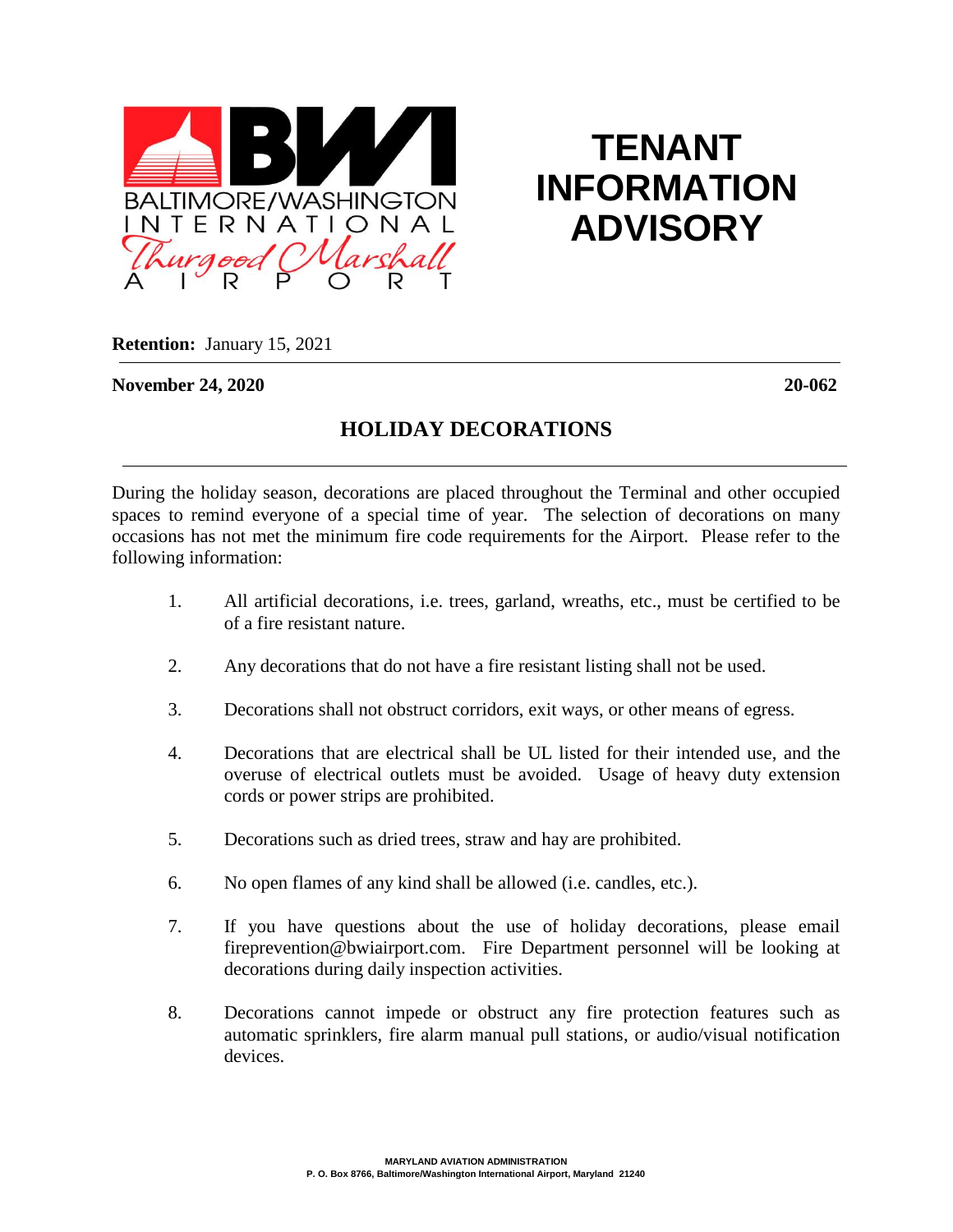BALTIMORE/WASHINGTON INTERNATIONAL Thurgood Marshall AIRPORT

# TENANT INFORMATION ADVISORY

**Retention:** January 15, 2021

**November 24, 2020** **20-062**

## HOLIDAY DECORATIONS

During the holiday season, decorations are placed throughout the Terminal and other occupied spaces to remind everyone of a special time of year. The selection of decorations on many occasions has not met the minimum fire code requirements for the Airport. Please refer to the following information:

1. All artificial decorations, i.e. trees, garland, wreaths, etc., must be certified to be of a fire resistant nature.
2. Any decorations that do not have a fire resistant listing shall not be used.
3. Decorations shall not obstruct corridors, exit ways, or other means of egress.
4. Decorations that are electrical shall be UL listed for their intended use, and the overuse of electrical outlets must be avoided. Usage of heavy duty extension cords or power strips are prohibited.
5. Decorations such as dried trees, straw and hay are prohibited.
6. No open flames of any kind shall be allowed (i.e. candles, etc.).
7. If you have questions about the use of holiday decorations, please email fireprevention@bwiairport.com. Fire Department personnel will be looking at decorations during daily inspection activities.
8. Decorations cannot impede or obstruct any fire protection features such as automatic sprinklers, fire alarm manual pull stations, or audio/visual notification devices.

**MARYLAND AVIATION ADMINISTRATION**
**P. O. Box 8766, Baltimore/Washington International Airport, Maryland 21240**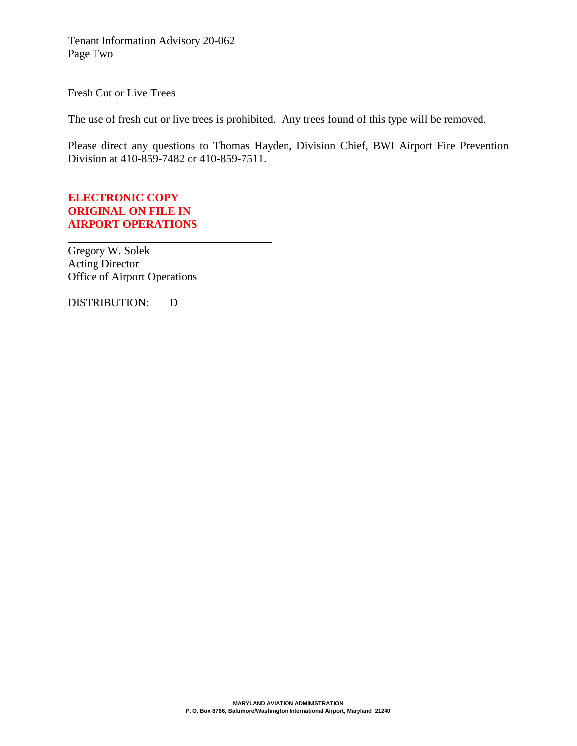<u>Fresh Cut or Live Trees</u>

The use of fresh cut or live trees is prohibited. Any trees found of this type will be removed.

Please direct any questions to Thomas Hayden, Division Chief, BWI Airport Fire Prevention Division at 410-859-7482 or 410-859-7511.

**ELECTRONIC COPY**
**ORIGINAL ON FILE IN**
**AIRPORT OPERATIONS**

Gregory W. Solek
Acting Director
Office of Airport Operations

DISTRIBUTION: D

**MARYLAND AVIATION ADMINISTRATION**
**P. O. Box 8766, Baltimore/Washington International Airport, Maryland 21240**